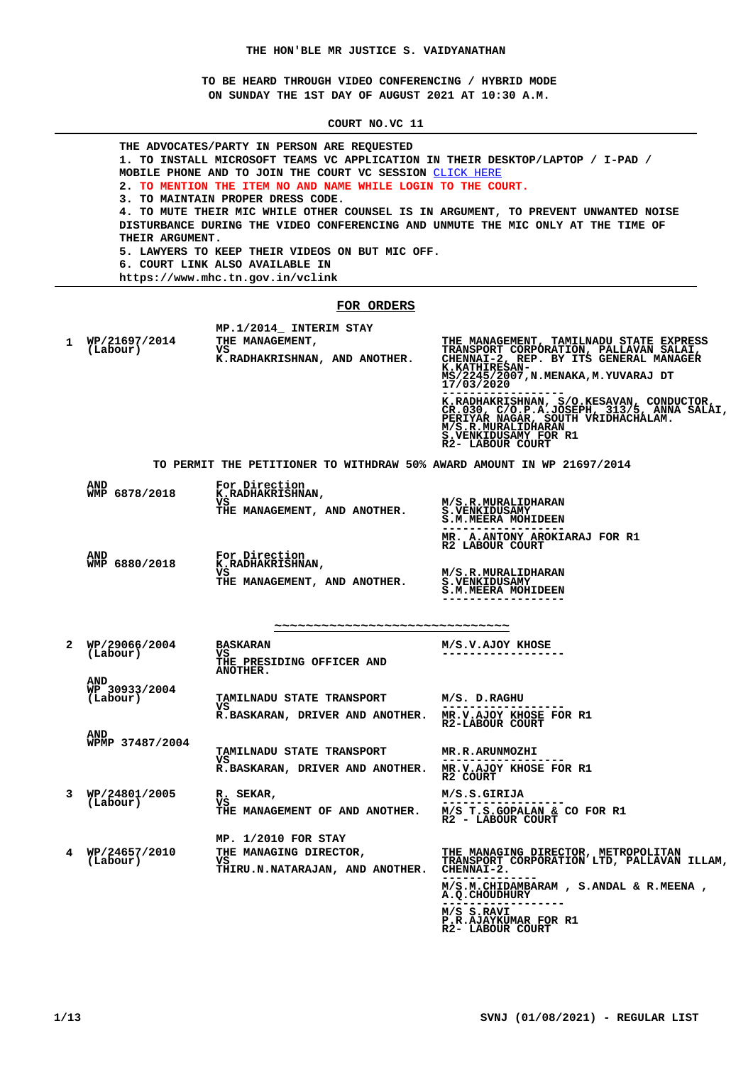**THE HON'BLE MR JUSTICE S. VAIDYANATHAN**

**TO BE HEARD THROUGH VIDEO CONFERENCING / HYBRID MODE**
**ON SUNDAY THE 1ST DAY OF AUGUST 2021 AT 10:30 A.M.**

**COURT NO.VC 11**

---

THE ADVOCATES/PARTY IN PERSON ARE REQUESTED
1. TO INSTALL MICROSOFT TEAMS VC APPLICATION IN THEIR DESKTOP/LAPTOP / I-PAD / MOBILE PHONE AND TO JOIN THE COURT VC SESSION CLICK HERE
2. TO MENTION THE ITEM NO AND NAME WHILE LOGIN TO THE COURT.
3. TO MAINTAIN PROPER DRESS CODE.
4. TO MUTE THEIR MIC WHILE OTHER COUNSEL IS IN ARGUMENT, TO PREVENT UNWANTED NOISE DISTURBANCE DURING THE VIDEO CONFERENCING AND UNMUTE THE MIC ONLY AT THE TIME OF THEIR ARGUMENT.
5. LAWYERS TO KEEP THEIR VIDEOS ON BUT MIC OFF.
6. COURT LINK ALSO AVAILABLE IN
https://www.mhc.tn.gov.in/vclink

---

## FOR ORDERS

| No. | Case No. | Parties | Counsel |
|---|---|---|---|
| 1 | WP/21697/2014 (Labour) | MP.1/2014_ INTERIM STAY<br>THE MANAGEMENT,<br>VS<br>K.RADHAKRISHNAN, AND ANOTHER. | THE MANAGEMENT, TAMILNADU STATE EXPRESS TRANSPORT CORPORATION, PALLAVAN SALAI, CHENNAI-2, REP. BY ITS GENERAL MANAGER K.KATHIRESAN-MS/2245/2007,N.MENAKA,M.YUVARAJ DT 17/03/2020<br>------------------<br>K.RADHAKRISHNAN, S/O.KESAVAN, CONDUCTOR, CR.030, C/O.P.A.JOSEPH, 313/5, ANNA SALAI, PERIYAR NAGAR, SOUTH VRIDHACHALAM.<br>M/S.R.MURALIDHARAN<br>S.VENKIDUSAMY FOR R1<br>R2- LABOUR COURT |
| | | TO PERMIT THE PETITIONER TO WITHDRAW 50% AWARD AMOUNT IN WP 21697/2014 | |
| | AND<br>WMP 6878/2018 | For Direction<br>K.RADHAKRISHNAN,<br>VS<br>THE MANAGEMENT, AND ANOTHER. | M/S.R.MURALIDHARAN<br>S.VENKIDUSAMY<br>S.M.MEERA MOHIDEEN<br>------------------<br>MR. A.ANTONY AROKIARAJ FOR R1<br>R2 LABOUR COURT |
| | AND<br>WMP 6880/2018 | For Direction<br>K.RADHAKRISHNAN,<br>VS<br>THE MANAGEMENT, AND ANOTHER. | M/S.R.MURALIDHARAN<br>S.VENKIDUSAMY<br>S.M.MEERA MOHIDEEN<br>------------------ |
| 2 | WP/29066/2004 (Labour) | BASKARAN<br>VS<br>THE PRESIDING OFFICER AND ANOTHER. | M/S.V.AJOY KHOSE<br>------------------ |
| | AND<br>WP 30933/2004 (Labour) | TAMILNADU STATE TRANSPORT<br>VS<br>R.BASKARAN, DRIVER AND ANOTHER. | M/S. D.RAGHU<br>------------------<br>MR.V.AJOY KHOSE FOR R1<br>R2-LABOUR COURT |
| | AND<br>WPMP 37487/2004 | TAMILNADU STATE TRANSPORT<br>VS<br>R.BASKARAN, DRIVER AND ANOTHER. | MR.R.ARUNMOZHI<br>------------------<br>MR.V.AJOY KHOSE FOR R1<br>R2 COURT |
| 3 | WP/24801/2005 (Labour) | R. SEKAR,<br>VS<br>THE MANAGEMENT OF AND ANOTHER. | M/S.S.GIRIJA<br>------------------<br>M/S T.S.GOPALAN & CO FOR R1<br>R2 - LABOUR COURT |
| 4 | WP/24657/2010 (Labour) | MP. 1/2010 FOR STAY<br>THE MANAGING DIRECTOR,<br>VS<br>THIRU.N.NATARAJAN, AND ANOTHER. | THE MANAGING DIRECTOR, METROPOLITAN TRANSPORT CORPORATION LTD, PALLAVAN ILLAM, CHENNAI-2.<br>------------------<br>M/S.M.CHIDAMBARAM , S.ANDAL & R.MEENA , A.Q.CHOUDHURY<br>------------------<br>M/S S.RAVI<br>P.R.AJAYKUMAR FOR R1<br>R2- LABOUR COURT |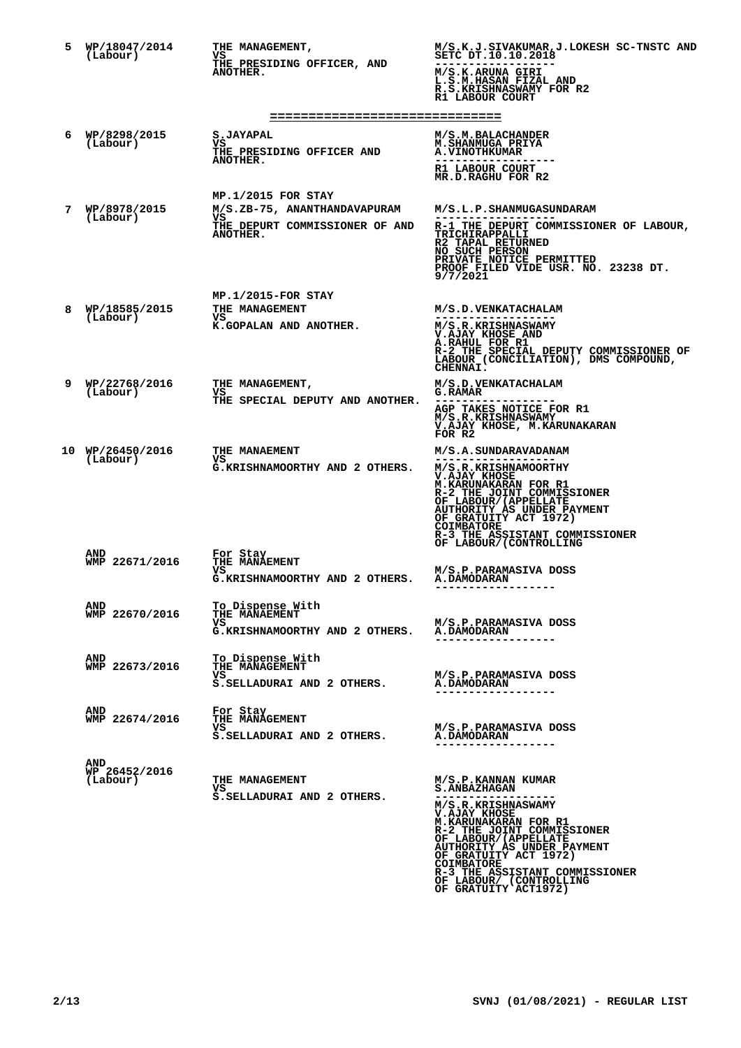| No. | Case No. | Parties | Counsel |
|---|---|---|---|
| 5 | WP/18047/2014 (Labour) | THE MANAGEMENT, VS THE PRESIDING OFFICER, AND ANOTHER. | M/S.K.J.SIVAKUMAR,J.LOKESH SC-TNSTC AND SETC DT.10.10.2018 ------------------ M/S.K.ARUNA GIRI L.S.M.HASAN FIZAL AND R.S.KRISHNASWAMY FOR R2 R1 LABOUR COURT |

==============================

| No. | Case No. | Parties | Counsel |
|---|---|---|---|
| 6 | WP/8298/2015 (Labour) | S.JAYAPAL VS THE PRESIDING OFFICER AND ANOTHER. | M/S.M.BALACHANDER M.SHANMUGA PRIYA A.VINOTHKUMAR ------------------ R1 LABOUR COURT MR.D.RAGHU FOR R2 |
| | | MP.1/2015 FOR STAY | |
| 7 | WP/8978/2015 (Labour) | M/S.ZB-75, ANANTHANDAVAPURAM VS THE DEPURT COMMISSIONER OF AND ANOTHER. | M/S.L.P.SHANMUGASUNDARAM ------------------ R-1 THE DEPURT COMMISSIONER OF LABOUR, TRICHIRAPPALLI R2 TAPAL RETURNED NO SUCH PERSON PRIVATE NOTICE PERMITTED PROOF FILED VIDE USR. NO. 23238 DT. 9/7/2021 |
| | | MP.1/2015-FOR STAY | |
| 8 | WP/18585/2015 (Labour) | THE MANAGEMENT VS K.GOPALAN AND ANOTHER. | M/S.D.VENKATACHALAM ------------------ M/S.R.KRISHNASWAMY V.AJAY KHOSE AND A.RAHUL FOR R1 R-2 THE SPECIAL DEPUTY COMMISSIONER OF LABOUR (CONCILIATION), DMS COMPOUND, CHENNAI. |
| 9 | WP/22768/2016 (Labour) | THE MANAGEMENT, VS THE SPECIAL DEPUTY AND ANOTHER. | M/S.D.VENKATACHALAM G.RAMAR ------------------ AGP TAKES NOTICE FOR R1 M/S.R.KRISHNASWAMY V.AJAY KHOSE, M.KARUNAKARAN FOR R2 |
| 10 | WP/26450/2016 (Labour) | THE MANAEMENT VS G.KRISHNAMOORTHY AND 2 OTHERS. | M/S.A.SUNDARAVADANAM ------------------ M/S.R.KRISHNAMOORTHY V.AJAY KHOSE M.KARUNAKARAN FOR R1 R-2 THE JOINT COMMISSIONER OF LABOUR/(APPELLATE AUTHORITY AS UNDER PAYMENT OF GRATUITY ACT 1972) COIMBATORE R-3 THE ASSISTANT COMMISSIONER OF LABOUR/(CONTROLLING |
| | AND WMP 22671/2016 | For Stay THE MANAEMENT VS G.KRISHNAMOORTHY AND 2 OTHERS. | M/S.P.PARAMASIVA DOSS A.DAMODARAN ------------------ |
| | AND WMP 22670/2016 | To Dispense With THE MANAEMENT VS G.KRISHNAMOORTHY AND 2 OTHERS. | M/S.P.PARAMASIVA DOSS A.DAMODARAN ------------------ |
| | AND WMP 22673/2016 | To Dispense With THE MANAGEMENT VS S.SELLADURAI AND 2 OTHERS. | M/S.P.PARAMASIVA DOSS A.DAMODARAN ------------------ |
| | AND WMP 22674/2016 | For Stay THE MANAGEMENT VS S.SELLADURAI AND 2 OTHERS. | M/S.P.PARAMASIVA DOSS A.DAMODARAN ------------------ |
| | AND WP 26452/2016 (Labour) | THE MANAGEMENT VS S.SELLADURAI AND 2 OTHERS. | M/S.P.KANNAN KUMAR S.ANBAZHAGAN ------------------ M/S.R.KRISHNASWAMY V.AJAY KHOSE M.KARUNAKARAN FOR R1 R-2 THE JOINT COMMISSIONER OF LABOUR/(APPELLATE AUTHORITY AS UNDER PAYMENT OF GRATUITY ACT 1972) COIMBATORE R-3 THE ASSISTANT COMMISSIONER OF LABOUR/ (CONTROLLING OF GRATUITY ACT1972) |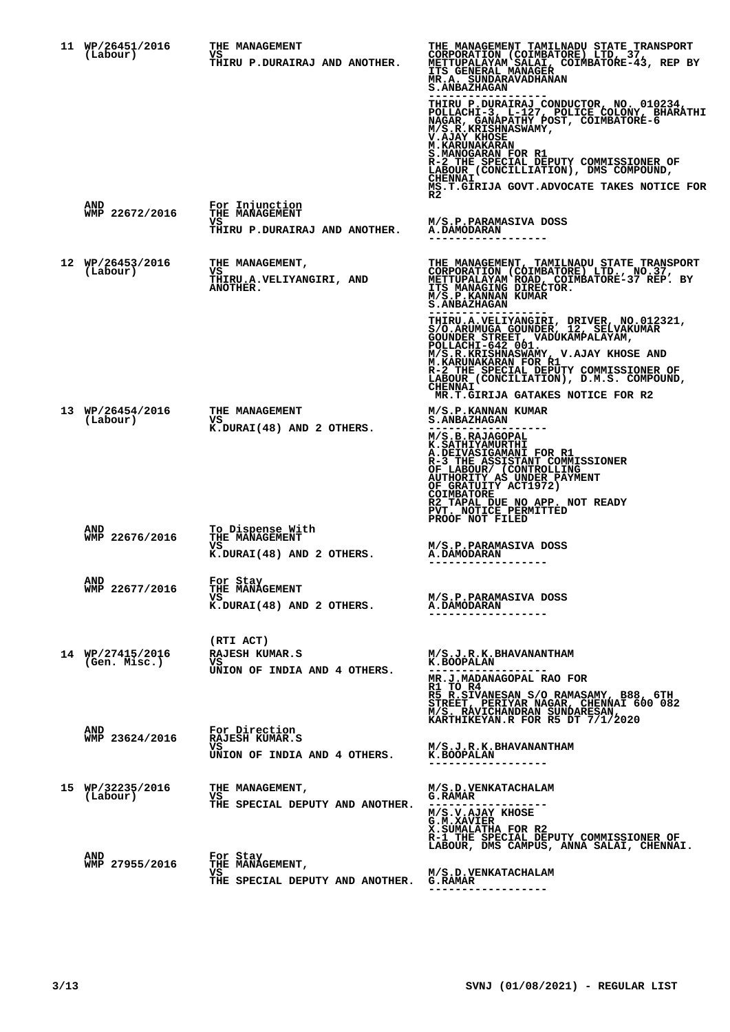| No. | Case No. | Parties | Counsel |
|---|---|---|---|
| 11 | WP/26451/2016 (Labour) | THE MANAGEMENT VS THIRU P.DURAIRAJ AND ANOTHER. | THE MANAGEMENT TAMILNADU STATE TRANSPORT CORPORATION (COIMBATORE) LTD, 37, METTUPALAYAM SALAI, COIMBATORE-43, REP BY ITS GENERAL MANAGER MR.A. SUNDARAVADHANAN S.ANBAZHAGAN ------------------ THIRU P.DURAIRAJ CONDUCTOR, NO. 010234, POLLACHI-3, L-127, POLICE COLONY, BHARATHI NAGAR, GANAPATHY POST, COIMBATORE-6 M/S.R.KRISHNASWAMY, V.AJAY KHOSE M.KARUNAKARAN S.MANOGARAN FOR R1 R-2 THE SPECIAL DEPUTY COMMISSIONER OF LABOUR (CONCILLIATION), DMS COMPOUND, CHENNAI MS.T.GIRIJA GOVT.ADVOCATE TAKES NOTICE FOR R2 |
| | AND WMP 22672/2016 | For Injunction THE MANAGEMENT VS THIRU P.DURAIRAJ AND ANOTHER. | M/S.P.PARAMASIVA DOSS A.DAMODARAN ------------------ |
| 12 | WP/26453/2016 (Labour) | THE MANAGEMENT, VS THIRU.A.VELIYANGIRI, AND ANOTHER. | THE MANAGEMENT, TAMILNADU STATE TRANSPORT CORPORATION (COIMBATORE) LTD., NO.37, METTUPALAYAM ROAD, COIMBATORE-37 REP. BY ITS MANAGING DIRECTOR. M/S.P.KANNAN KUMAR S.ANBAZHAGAN ------------------ THIRU.A.VELIYANGIRI, DRIVER, NO.012321, S/O.ARUMUGA GOUNDER, 12, SELVAKUMAR GOUNDER STREET, VADUKAMPALAYAM, POLLACHI-642 001. M/S.R.KRISHNASWAMY, V.AJAY KHOSE AND M.KARUNAKARAN FOR R1 R-2 THE SPECIAL DEPUTY COMMISSIONER OF LABOUR (CONCILLIATION), D.M.S. COMPOUND, CHENNAI MR.T.GIRIJA GATAKES NOTICE FOR R2 |
| 13 | WP/26454/2016 (Labour) | THE MANAGEMENT VS K.DURAI(48) AND 2 OTHERS. | M/S.P.KANNAN KUMAR S.ANBAZHAGAN ------------------ M/S.B.RAJAGOPAL K.SATHIYAMURTHI A.DEIVASIGAMANI FOR R1 R-3 THE ASSISTANT COMMISSIONER OF LABOUR/ (CONTROLLING AUTHORITY AS UNDER PAYMENT OF GRATUITY ACT1972) COIMBATORE R2 TAPAL DUE NO APP. NOT READY PVT. NOTICE PERMITTED PROOF NOT FILED |
| | AND WMP 22676/2016 | To Dispense With THE MANAGEMENT VS K.DURAI(48) AND 2 OTHERS. | M/S.P.PARAMASIVA DOSS A.DAMODARAN ------------------ |
| | AND WMP 22677/2016 | For Stay THE MANAGEMENT VS K.DURAI(48) AND 2 OTHERS. | M/S.P.PARAMASIVA DOSS A.DAMODARAN ------------------ |
| 14 | WP/27415/2016 (Gen. Misc.) | (RTI ACT) RAJESH KUMAR.S VS UNION OF INDIA AND 4 OTHERS. | M/S.J.R.K.BHAVANANTHAM K.BOOPALAN ------------------ MR.J.MADANAGOPAL RAO FOR R1 TO R4 R5 R.SIVANESAN S/O RAMASAMY, B88, 6TH STREET, PERIYAR NAGAR, CHENNAI 600 082 M/S. RAVICHANDRAN SUNDARESAN, KARTHIKEYAN.R FOR R5 DT 7/1/2020 |
| | AND WMP 23624/2016 | For Direction RAJESH KUMAR.S VS UNION OF INDIA AND 4 OTHERS. | M/S.J.R.K.BHAVANANTHAM K.BOOPALAN ------------------ |
| 15 | WP/32235/2016 (Labour) | THE MANAGEMENT, VS THE SPECIAL DEPUTY AND ANOTHER. | M/S.D.VENKATACHALAM G.RAMAR ------------------ M/S.V.AJAY KHOSE G.M.XAVIER X.SUMALATHA FOR R2 R-1 THE SPECIAL DEPUTY COMMISSIONER OF LABOUR, DMS CAMPUS, ANNA SALAI, CHENNAI. |
| | AND WMP 27955/2016 | For Stay THE MANAGEMENT, VS THE SPECIAL DEPUTY AND ANOTHER. | M/S.D.VENKATACHALAM G.RAMAR ------------------ |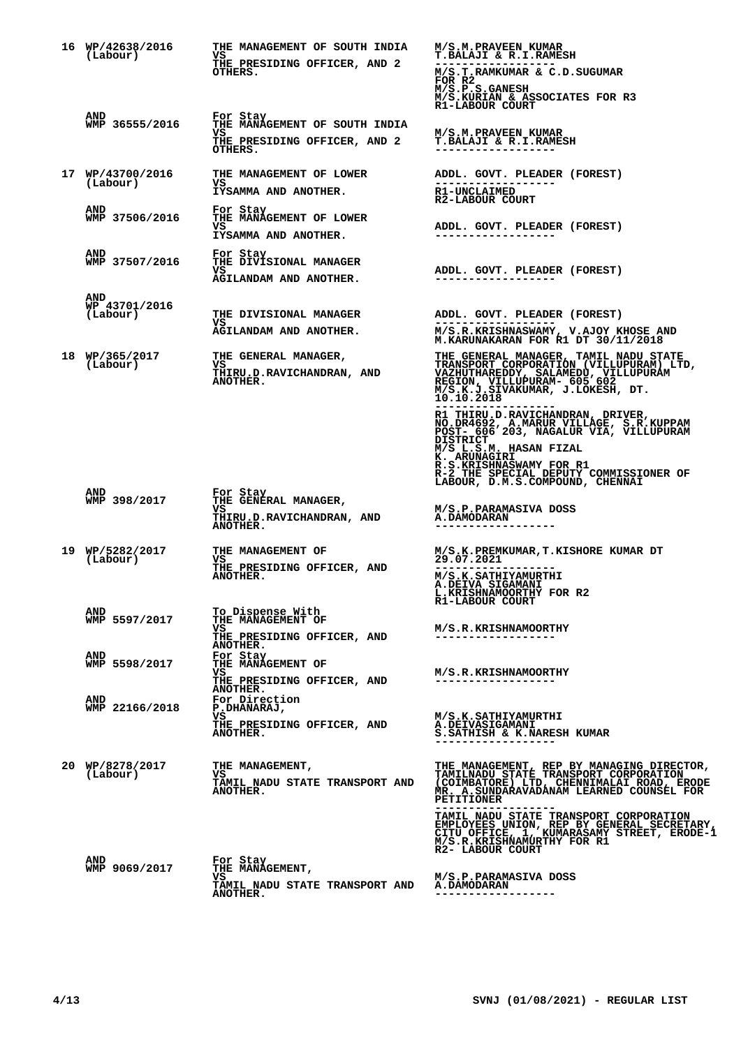| No. | Case | Parties | Advocates |
|---|---|---|---|
| 16 | WP/42638/2016 (Labour) | THE MANAGEMENT OF SOUTH INDIA VS THE PRESIDING OFFICER, AND 2 OTHERS. | M/S.M.PRAVEEN KUMAR T.BALAJI & R.I.RAMESH ------------------ M/S.T.RAMKUMAR & C.D.SUGUMAR FOR R2 M/S.P.S.GANESH M/S.KURIAN & ASSOCIATES FOR R3 R1-LABOUR COURT |
| | AND WMP 36555/2016 | For Stay THE MANAGEMENT OF SOUTH INDIA VS THE PRESIDING OFFICER, AND 2 OTHERS. | M/S.M.PRAVEEN KUMAR T.BALAJI & R.I.RAMESH ------------------ |
| 17 | WP/43700/2016 (Labour) | THE MANAGEMENT OF LOWER VS IYSAMMA AND ANOTHER. | ADDL. GOVT. PLEADER (FOREST) ------------------ R1-UNCLAIMED R2-LABOUR COURT |
| | AND WMP 37506/2016 | For Stay THE MANAGEMENT OF LOWER VS IYSAMMA AND ANOTHER. | ADDL. GOVT. PLEADER (FOREST) ------------------ |
| | AND WMP 37507/2016 | For Stay THE DIVISIONAL MANAGER VS AGILANDAM AND ANOTHER. | ADDL. GOVT. PLEADER (FOREST) ------------------ |
| | AND WP 43701/2016 (Labour) | THE DIVISIONAL MANAGER VS AGILANDAM AND ANOTHER. | ADDL. GOVT. PLEADER (FOREST) ------------------ M/S.R.KRISHNASWAMY, V.AJOY KHOSE AND M.KARUNAKARAN FOR R1 DT 30/11/2018 |
| 18 | WP/365/2017 (Labour) | THE GENERAL MANAGER, VS THIRU.D.RAVICHANDRAN, AND ANOTHER. | THE GENERAL MANAGER, TAMIL NADU STATE TRANSPORT CORPORATION (VILLUPURAM) LTD, VAZHUTHAREDDY, SALAMEDU, VILLUPURAM REGION, VILLUPURAM- 605 602 M/S.K.J.SIVAKUMAR, J.LOKESH, DT. 10.10.2018 ------------------ R1 THIRU.D.RAVICHANDRAN, DRIVER, NO.DR4692, A.MARUR VILLAGE, S.R.KUPPAM POST- 606 203, NAGALUR VIA, VILLUPURAM DISTRICT M/S L.S.M. HASAN FIZAL K. ARUNAGIRI R.S.KRISHNASWAMY FOR R1 R-2 THE SPECIAL DEPUTY COMMISSIONER OF LABOUR, D.M.S.COMPOUND, CHENNAI |
| | AND WMP 398/2017 | For Stay THE GENERAL MANAGER, VS THIRU.D.RAVICHANDRAN, AND ANOTHER. | M/S.P.PARAMASIVA DOSS A.DAMODARAN ------------------ |
| 19 | WP/5282/2017 (Labour) | THE MANAGEMENT OF VS THE PRESIDING OFFICER, AND ANOTHER. | M/S.K.PREMKUMAR,T.KISHORE KUMAR DT 29.07.2021 ------------------ M/S.K.SATHIYAMURTHI A.DEIVA SIGAMANI L.KRISHNAMOORTHY FOR R2 R1-LABOUR COURT |
| | AND WMP 5597/2017 | To Dispense With THE MANAGEMENT OF VS THE PRESIDING OFFICER, AND ANOTHER. | M/S.R.KRISHNAMOORTHY ------------------ |
| | AND WMP 5598/2017 | For Stay THE MANAGEMENT OF VS THE PRESIDING OFFICER, AND ANOTHER. | M/S.R.KRISHNAMOORTHY ------------------ |
| | AND WMP 22166/2018 | For Direction P.DHANARAJ, VS THE PRESIDING OFFICER, AND ANOTHER. | M/S.K.SATHIYAMURTHI A.DEIVASIGAMANI S.SATHISH & K.NARESH KUMAR ------------------ |
| 20 | WP/8278/2017 (Labour) | THE MANAGEMENT, VS TAMIL NADU STATE TRANSPORT AND ANOTHER. | THE MANAGEMENT, REP BY MANAGING DIRECTOR, TAMILNADU STATE TRANSPORT CORPORATION (COIMBATORE) LTD, CHENNIMALAI ROAD, ERODE MR. A.SUNDARAVADANAM LEARNED COUNSEL FOR PETITIONER ------------------ TAMIL NADU STATE TRANSPORT CORPORATION EMPLOYEES UNION, REP BY GENERAL SECRETARY, CITU OFFICE, 1, KUMARASAMY STREET, ERODE-1 M/S.R.KRISHNAMURTHY FOR R1 R2- LABOUR COURT |
| | AND WMP 9069/2017 | For Stay THE MANAGEMENT, VS TAMIL NADU STATE TRANSPORT AND ANOTHER. | M/S.P.PARAMASIVA DOSS A.DAMODARAN ------------------ |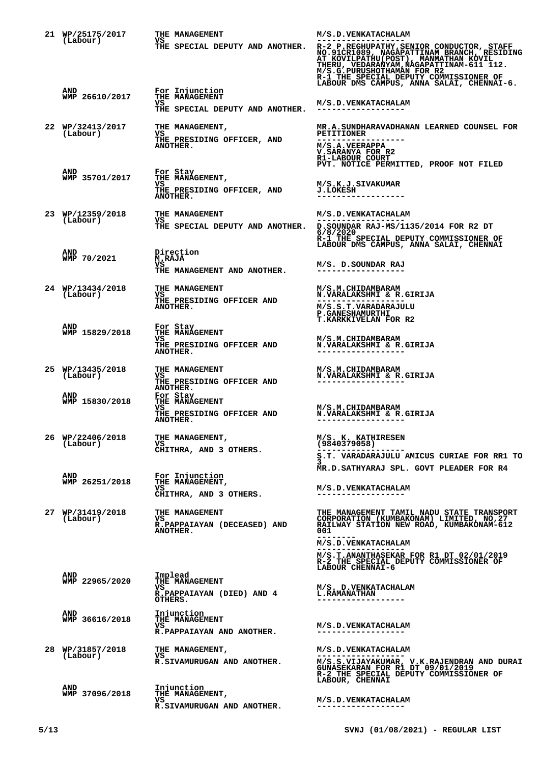| No. | Case No. | Parties | Counsel |
|---|---|---|---|
| 21 | WP/25175/2017 (Labour) | THE MANAGEMENT VS THE SPECIAL DEPUTY AND ANOTHER. | M/S.D.VENKATACHALAM ------------------ R-2 P.REGHUPATHY,SENIOR CONDUCTOR, STAFF NO.91CR1089, NAGAPATTINAM BRANCH, RESIDING AT KOVILPATHU(POST), MANMATHAN KOVIL THERU, VEDARANYAM,NAGAPATTINAM-611 112. M/S.G.PURUSHOTHAMAN FOR R2 R-1 THE SPECIAL DEPUTY COMMISSIONER OF LABOUR DMS CAMPUS, ANNA SALAI, CHENNAI-6. |
| | AND WMP 26610/2017 | For Injunction THE MANAGEMENT VS THE SPECIAL DEPUTY AND ANOTHER. | M/S.D.VENKATACHALAM ------------------ |
| 22 | WP/32413/2017 (Labour) | THE MANAGEMENT, VS THE PRESIDING OFFICER, AND ANOTHER. | MR.A.SUNDHARAVADHANAN LEARNED COUNSEL FOR PETITIONER ------------------ M/S.A.VEERAPPA V.SARANYA FOR R2 R1-LABOUR COURT PVT. NOTICE PERMITTED, PROOF NOT FILED |
| | AND WMP 35701/2017 | For Stay THE MANAGEMENT, VS THE PRESIDING OFFICER, AND ANOTHER. | M/S.K.J.SIVAKUMAR J.LOKESH ------------------ |
| 23 | WP/12359/2018 (Labour) | THE MANAGEMENT VS THE SPECIAL DEPUTY AND ANOTHER. | M/S.D.VENKATACHALAM ------------------ D.SOUNDAR RAJ-MS/1135/2014 FOR R2 DT 6/8/2020 R-1 THE SPECIAL DEPUTY COMMISSIONER OF LABOUR DMS CAMPUS, ANNA SALAI, CHENNAI |
| | AND WMP 70/2021 | Direction M.RAJA VS THE MANAGEMENT AND ANOTHER. | M/S. D.SOUNDAR RAJ ------------------ |
| 24 | WP/13434/2018 (Labour) | THE MANAGEMENT VS THE PRESIDING OFFICER AND ANOTHER. | M/S.M.CHIDAMBARAM N.VARALAKSHMI & R.GIRIJA ------------------ M/S.S.T.VARADARAJULU P.GANESHAMURTHI T.KARKKIVELAN FOR R2 |
| | AND WMP 15829/2018 | For Stay THE MANAGEMENT VS THE PRESIDING OFFICER AND ANOTHER. | M/S.M.CHIDAMBARAM N.VARALAKSHMI & R.GIRIJA ------------------ |
| 25 | WP/13435/2018 (Labour) | THE MANAGEMENT VS THE PRESIDING OFFICER AND ANOTHER. | M/S.M.CHIDAMBARAM N.VARALAKSHMI & R.GIRIJA ------------------ |
| | AND WMP 15830/2018 | For Stay THE MANAGEMENT VS THE PRESIDING OFFICER AND ANOTHER. | M/S.M.CHIDAMBARAM N.VARALAKSHMI & R.GIRIJA ------------------ |
| 26 | WP/22406/2018 (Labour) | THE MANAGEMENT, VS CHITHRA, AND 3 OTHERS. | M/S. K. KATHIRESEN (9840379058) ------------------ S.T. VARADARAJULU AMICUS CURIAE FOR RR1 TO 3 MR.D.SATHYARAJ SPL. GOVT PLEADER FOR R4 |
| | AND WMP 26251/2018 | For Injunction THE MANAGEMENT, VS CHITHRA, AND 3 OTHERS. | M/S.D.VENKATACHALAM ------------------ |
| 27 | WP/31419/2018 (Labour) | THE MANAGEMENT VS R.PAPPAIAYAN (DECEASED) AND ANOTHER. | THE MANAGEMENT TAMIL NADU STATE TRANSPORT CORPORATION (KUMBAKONAM) LIMITED, NO,27 RAILWAY STATION NEW ROAD, KUMBAKONAM-612 001 -------- M/S.D.VENKATACHALAM ------------------ M/S.T.ANANTHASEKAR FOR R1 DT 02/01/2019 R-2 THE SPECIAL DEPUTY COMMISSIONER OF LABOUR CHENNAI-6 |
| | AND WMP 22965/2020 | Implead THE MANAGEMENT VS R.PAPPAIAYAN (DIED) AND 4 OTHERS. | M/S. D.VENKATACHALAM L.RAMANATHAN ------------------ |
| | AND WMP 36616/2018 | Injunction THE MANAGEMENT VS R.PAPPAIAYAN AND ANOTHER. | M/S.D.VENKATACHALAM ------------------ |
| 28 | WP/31857/2018 (Labour) | THE MANAGEMENT, VS R.SIVAMURUGAN AND ANOTHER. | M/S.D.VENKATACHALAM ------------------ M/S.S.VIJAYAKUMAR, V.K.RAJENDRAN AND DURAI GUNASEKARAN FOR R1 DT 09/01/2019 R-2 THE SPECIAL DEPUTY COMMISSIONER OF LABOUR, CHENNAI |
| | AND WMP 37096/2018 | Injunction THE MANAGEMENT, VS R.SIVAMURUGAN AND ANOTHER. | M/S.D.VENKATACHALAM ------------------ |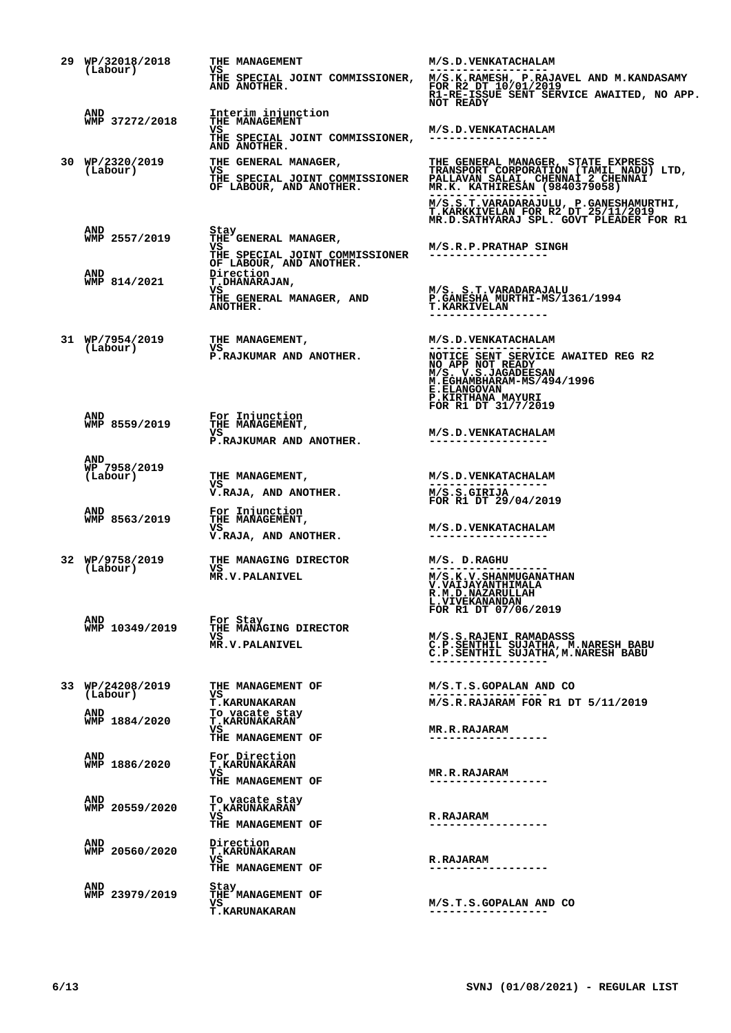| No. | Case | Parties | Counsel |
|---|---|---|---|
| 29 | WP/32018/2018 (Labour) | THE MANAGEMENT VS THE SPECIAL JOINT COMMISSIONER, AND ANOTHER. | M/S.D.VENKATACHALAM ------------------ M/S.K.RAMESH, P.RAJAVEL AND M.KANDASAMY FOR R2 DT 10/01/2019 R1-RE-ISSUE SENT SERVICE AWAITED, NO APP. NOT READY |
| | AND WMP 37272/2018 | Interim injunction THE MANAGEMENT VS THE SPECIAL JOINT COMMISSIONER, AND ANOTHER. | M/S.D.VENKATACHALAM ------------------ |
| 30 | WP/2320/2019 (Labour) | THE GENERAL MANAGER, VS THE SPECIAL JOINT COMMISSIONER OF LABOUR, AND ANOTHER. | THE GENERAL MANAGER, STATE EXPRESS TRANSPORT CORPORATION (TAMIL NADU) LTD, PALLAVAN SALAI, CHENNAI 2 CHENNAI MR.K. KATHIRESAN (9840379058) ------------------ M/S.S.T.VARADARAJULU, P.GANESHAMURTHI, T.KARKKIVELAN FOR R2 DT 25/11/2019 MR.D.SATHYARAJ SPL. GOVT PLEADER FOR R1 |
| | AND WMP 2557/2019 | Stay THE GENERAL MANAGER, VS THE SPECIAL JOINT COMMISSIONER OF LABOUR, AND ANOTHER. | M/S.R.P.PRATHAP SINGH ------------------ |
| | AND WMP 814/2021 | Direction T.DHANARAJAN, VS THE GENERAL MANAGER, AND ANOTHER. | M/S. S.T.VARADARAJALU P.GANESHA MURTHI-MS/1361/1994 T.KARKIVELAN ------------------ |
| 31 | WP/7954/2019 (Labour) | THE MANAGEMENT, VS P.RAJKUMAR AND ANOTHER. | M/S.D.VENKATACHALAM ------------------ NOTICE SENT SERVICE AWAITED REG R2 NO APP NOT READY M/S. V.S.JAGADEESAN M.EGHAMBHARAM-MS/494/1996 E.ELANGOVAN P.KIRTHANA MAYURI FOR R1 DT 31/7/2019 |
| | AND WMP 8559/2019 | For Injunction THE MANAGEMENT, VS P.RAJKUMAR AND ANOTHER. | M/S.D.VENKATACHALAM ------------------ |
| | AND WP 7958/2019 (Labour) | THE MANAGEMENT, VS V.RAJA, AND ANOTHER. | M/S.D.VENKATACHALAM ------------------ M/S.S.GIRIJA FOR R1 DT 29/04/2019 |
| | AND WMP 8563/2019 | For Injunction THE MANAGEMENT, VS V.RAJA, AND ANOTHER. | M/S.D.VENKATACHALAM ------------------ |
| 32 | WP/9758/2019 (Labour) | THE MANAGING DIRECTOR VS MR.V.PALANIVEL | M/S. D.RAGHU ------------------ M/S.K.V.SHANMUGANATHAN V.VAIJAYANTHIMALA R.M.D.NAZARULLAH L.VIVEKANANDAN FOR R1 DT 07/06/2019 |
| | AND WMP 10349/2019 | For Stay THE MANAGING DIRECTOR VS MR.V.PALANIVEL | M/S.S.RAJENI RAMADASSS C.P.SENTHIL SUJATHA, M.NARESH BABU C.P.SENTHIL SUJATHA,M.NARESH BABU ------------------ |
| 33 | WP/24208/2019 (Labour) | THE MANAGEMENT OF VS T.KARUNAKARAN | M/S.T.S.GOPALAN AND CO ------------------ M/S.R.RAJARAM FOR R1 DT 5/11/2019 |
| | AND WMP 1884/2020 | To vacate stay T.KARUNAKARAN VS THE MANAGEMENT OF | MR.R.RAJARAM ------------------ |
| | AND WMP 1886/2020 | For Direction T.KARUNAKARAN VS THE MANAGEMENT OF | MR.R.RAJARAM ------------------ |
| | AND WMP 20559/2020 | To vacate stay T.KARUNAKARAN VS THE MANAGEMENT OF | R.RAJARAM ------------------ |
| | AND WMP 20560/2020 | Direction T.KARUNAKARAN VS THE MANAGEMENT OF | R.RAJARAM ------------------ |
| | AND WMP 23979/2019 | Stay THE MANAGEMENT OF VS T.KARUNAKARAN | M/S.T.S.GOPALAN AND CO ------------------ |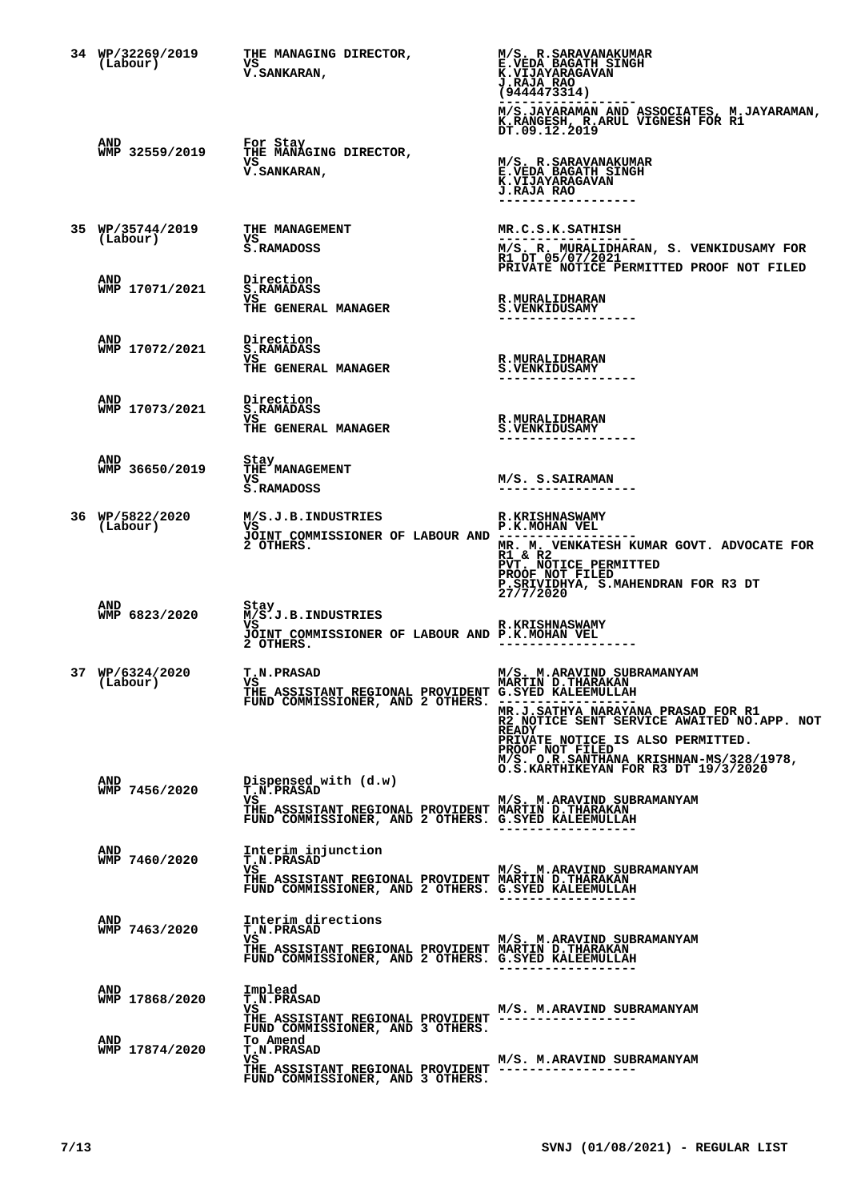| No. | Case | Parties | Advocates |
|---|---|---|---|
| 34 | WP/32269/2019 (Labour) | THE MANAGING DIRECTOR, VS V.SANKARAN, | M/S. R.SARAVANAKUMAR E.VEDA BAGATH SINGH K.VIJAYARAGAVAN J.RAJA RAO (9444473314) ------------------ M/S.JAYARAMAN AND ASSOCIATES, M.JAYARAMAN, K.RANGESH, R.ARUL VIGNESH FOR R1 DT.09.12.2019 |
| | AND WMP 32559/2019 | For Stay THE MANAGING DIRECTOR, VS V.SANKARAN, | M/S. R.SARAVANAKUMAR E.VEDA BAGATH SINGH K.VIJAYARAGAVAN J.RAJA RAO ------------------ |
| 35 | WP/35744/2019 (Labour) | THE MANAGEMENT VS S.RAMADOSS | MR.C.S.K.SATHISH ------------------ M/S. R. MURALIDHARAN, S. VENKIDUSAMY FOR R1 DT 05/07/2021 PRIVATE NOTICE PERMITTED PROOF NOT FILED |
| | AND WMP 17071/2021 | Direction S.RAMADASS VS THE GENERAL MANAGER | R.MURALIDHARAN S.VENKIDUSAMY ------------------ |
| | AND WMP 17072/2021 | Direction S.RAMADASS VS THE GENERAL MANAGER | R.MURALIDHARAN S.VENKIDUSAMY ------------------ |
| | AND WMP 17073/2021 | Direction S.RAMADASS VS THE GENERAL MANAGER | R.MURALIDHARAN S.VENKIDUSAMY ------------------ |
| | AND WMP 36650/2019 | Stay THE MANAGEMENT VS S.RAMADOSS | M/S. S.SAIRAMAN ------------------ |
| 36 | WP/5822/2020 (Labour) | M/S.J.B.INDUSTRIES VS JOINT COMMISSIONER OF LABOUR AND 2 OTHERS. | R.KRISHNASWAMY P.K.MOHAN VEL ------------------ MR. M. VENKATESH KUMAR GOVT. ADVOCATE FOR R1 & R2 PVT. NOTICE PERMITTED PROOF NOT FILED P.SRIVIDHYA, S.MAHENDRAN FOR R3 DT 27/7/2020 |
| | AND WMP 6823/2020 | Stay M/S.J.B.INDUSTRIES VS JOINT COMMISSIONER OF LABOUR AND 2 OTHERS. | R.KRISHNASWAMY P.K.MOHAN VEL ------------------ |
| 37 | WP/6324/2020 (Labour) | T.N.PRASAD VS THE ASSISTANT REGIONAL PROVIDENT FUND COMMISSIONER, AND 2 OTHERS. | M/S. M.ARAVIND SUBRAMANYAM MARTIN D.THARAKAN G.SYED KALEEMULLAH ------------------ MR.J.SATHYA NARAYANA PRASAD FOR R1 R2 NOTICE SENT SERVICE AWAITED NO.APP. NOT READY PRIVATE NOTICE IS ALSO PERMITTED. PROOF NOT FILED M/S. O.R.SANTHANA KRISHNAN-MS/328/1978, O.S.KARTHIKEYAN FOR R3 DT 19/3/2020 |
| | AND WMP 7456/2020 | Dispensed with (d.w) T.N.PRASAD VS THE ASSISTANT REGIONAL PROVIDENT FUND COMMISSIONER, AND 2 OTHERS. | M/S. M.ARAVIND SUBRAMANYAM MARTIN D.THARAKAN G.SYED KALEEMULLAH ------------------ |
| | AND WMP 7460/2020 | Interim injunction T.N.PRASAD VS THE ASSISTANT REGIONAL PROVIDENT FUND COMMISSIONER, AND 2 OTHERS. | M/S. M.ARAVIND SUBRAMANYAM MARTIN D.THARAKAN G.SYED KALEEMULLAH ------------------ |
| | AND WMP 7463/2020 | Interim directions T.N.PRASAD VS THE ASSISTANT REGIONAL PROVIDENT FUND COMMISSIONER, AND 2 OTHERS. | M/S. M.ARAVIND SUBRAMANYAM MARTIN D.THARAKAN G.SYED KALEEMULLAH ------------------ |
| | AND WMP 17868/2020 | Implead T.N.PRASAD VS THE ASSISTANT REGIONAL PROVIDENT FUND COMMISSIONER, AND 3 OTHERS. | M/S. M.ARAVIND SUBRAMANYAM ------------------ |
| | AND WMP 17874/2020 | To Amend T.N.PRASAD VS THE ASSISTANT REGIONAL PROVIDENT FUND COMMISSIONER, AND 3 OTHERS. | M/S. M.ARAVIND SUBRAMANYAM ------------------ |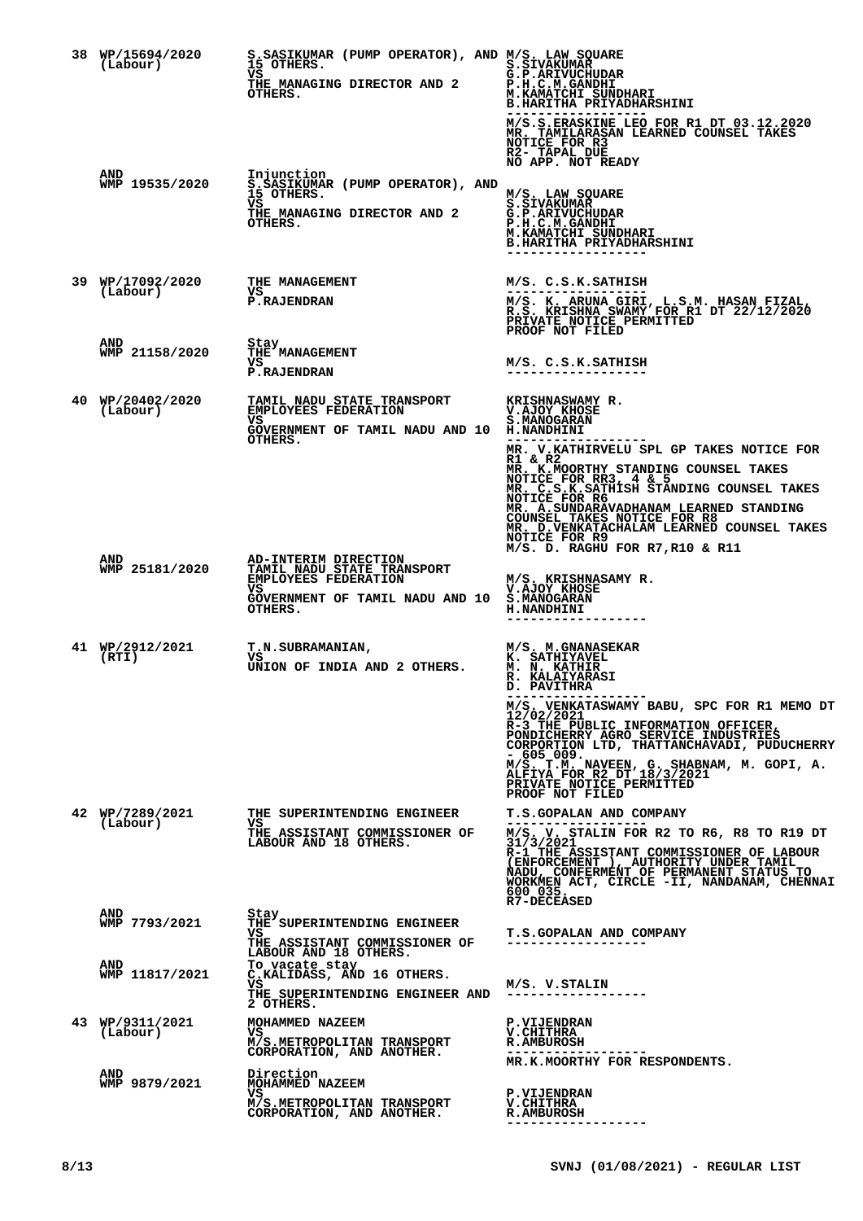| No. | Case No. | Parties | Counsel |
|---|---|---|---|
| 38 | WP/15694/2020 (Labour) | S.SASIKUMAR (PUMP OPERATOR), AND 15 OTHERS.<br>VS<br>THE MANAGING DIRECTOR AND 2 OTHERS. | M/S. LAW SQUARE<br>S.SIVAKUMAR<br>G.P.ARIVUCHUDAR<br>P.H.C.M.GANDHI<br>M.KAMATCHI SUNDHARI<br>B.HARITHA PRIYADHARSHINI<br>------------------<br>M/S.S.ERASKINE LEO FOR R1 DT 03.12.2020<br>MR. TAMILARASAN LEARNED COUNSEL TAKES NOTICE FOR R3<br>R2- TAPAL DUE<br>NO APP. NOT READY |
| | AND WMP 19535/2020 | Injunction<br>S.SASIKUMAR (PUMP OPERATOR), AND 15 OTHERS.<br>VS<br>THE MANAGING DIRECTOR AND 2 OTHERS. | M/S. LAW SQUARE<br>S.SIVAKUMAR<br>G.P.ARIVUCHUDAR<br>P.H.C.M.GANDHI<br>M.KAMATCHI SUNDHARI<br>B.HARITHA PRIYADHARSHINI<br>------------------ |
| 39 | WP/17092/2020 (Labour) | THE MANAGEMENT<br>VS<br>P.RAJENDRAN | M/S. C.S.K.SATHISH<br>------------------<br>M/S. K. ARUNA GIRI, L.S.M. HASAN FIZAL, R.S. KRISHNA SWAMY FOR R1 DT 22/12/2020<br>PRIVATE NOTICE PERMITTED<br>PROOF NOT FILED |
| | AND WMP 21158/2020 | Stay<br>THE MANAGEMENT<br>VS<br>P.RAJENDRAN | M/S. C.S.K.SATHISH<br>------------------ |
| 40 | WP/20402/2020 (Labour) | TAMIL NADU STATE TRANSPORT EMPLOYEES FEDERATION<br>VS<br>GOVERNMENT OF TAMIL NADU AND 10 OTHERS. | KRISHNASWAMY R.<br>V.AJOY KHOSE<br>S.MANOGARAN<br>H.NANDHINI<br>------------------<br>MR. V.KATHIRVELU SPL GP TAKES NOTICE FOR R1 & R2<br>MR. K.MOORTHY STANDING COUNSEL TAKES NOTICE FOR RR3, 4 & 5<br>MR. C.S.K.SATHISH STANDING COUNSEL TAKES NOTICE FOR R6<br>MR. A.SUNDARAVADHANAM LEARNED STANDING COUNSEL TAKES NOTICE FOR R8<br>MR. D.VENKATACHALAM LEARNED COUNSEL TAKES NOTICE FOR R9<br>M/S. D. RAGHU FOR R7,R10 & R11 |
| | AND WMP 25181/2020 | AD-INTERIM DIRECTION<br>TAMIL NADU STATE TRANSPORT EMPLOYEES FEDERATION<br>VS<br>GOVERNMENT OF TAMIL NADU AND 10 OTHERS. | M/S. KRISHNASAMY R.<br>V.AJOY KHOSE<br>S.MANOGARAN<br>H.NANDHINI<br>------------------ |
| 41 | WP/2912/2021 (RTI) | T.N.SUBRAMANIAN,<br>VS<br>UNION OF INDIA AND 2 OTHERS. | M/S. M.GNANASEKAR<br>K. SATHIYAVEL<br>M. N. KATHIR<br>R. KALAIYARASI<br>D. PAVITHRA<br>------------------<br>M/S. VENKATASWAMY BABU, SPC FOR R1 MEMO DT 12/02/2021<br>R-3 THE PUBLIC INFORMATION OFFICER, PONDICHERRY AGRO SERVICE INDUSTRIES CORPORTION LTD, THATTANCHAVADI, PUDUCHERRY - 605 009.<br>M/S. T.M. NAVEEN, G. SHABNAM, M. GOPI, A. ALFIYA FOR R2 DT 18/3/2021<br>PRIVATE NOTICE PERMITTED<br>PROOF NOT FILED |
| 42 | WP/7289/2021 (Labour) | THE SUPERINTENDING ENGINEER<br>VS<br>THE ASSISTANT COMMISSIONER OF LABOUR AND 18 OTHERS. | T.S.GOPALAN AND COMPANY<br>------------------<br>M/S. V. STALIN FOR R2 TO R6, R8 TO R19 DT 31/3/2021<br>R-1 THE ASSISTANT COMMISSIONER OF LABOUR (ENFORCEMENT ), AUTHORITY UNDER TAMIL NADU, CONFERMENT OF PERMANENT STATUS TO WORKMEN ACT, CIRCLE -II, NANDANAM, CHENNAI 600 035.<br>R7-DECEASED |
| | AND WMP 7793/2021 | Stay<br>THE SUPERINTENDING ENGINEER<br>VS<br>THE ASSISTANT COMMISSIONER OF LABOUR AND 18 OTHERS. | T.S.GOPALAN AND COMPANY<br>------------------ |
| | AND WMP 11817/2021 | To vacate stay<br>C.KALIDASS, AND 16 OTHERS.<br>VS<br>THE SUPERINTENDING ENGINEER AND 2 OTHERS. | M/S. V.STALIN<br>------------------ |
| 43 | WP/9311/2021 (Labour) | MOHAMMED NAZEEM<br>VS<br>M/S.METROPOLITAN TRANSPORT CORPORATION, AND ANOTHER. | P.VIJENDRAN<br>V.CHITHRA<br>R.AMBUROSH<br>------------------<br>MR.K.MOORTHY FOR RESPONDENTS. |
| | AND WMP 9879/2021 | Direction<br>MOHAMMED NAZEEM<br>VS<br>M/S.METROPOLITAN TRANSPORT CORPORATION, AND ANOTHER. | P.VIJENDRAN<br>V.CHITHRA<br>R.AMBUROSH<br>------------------ |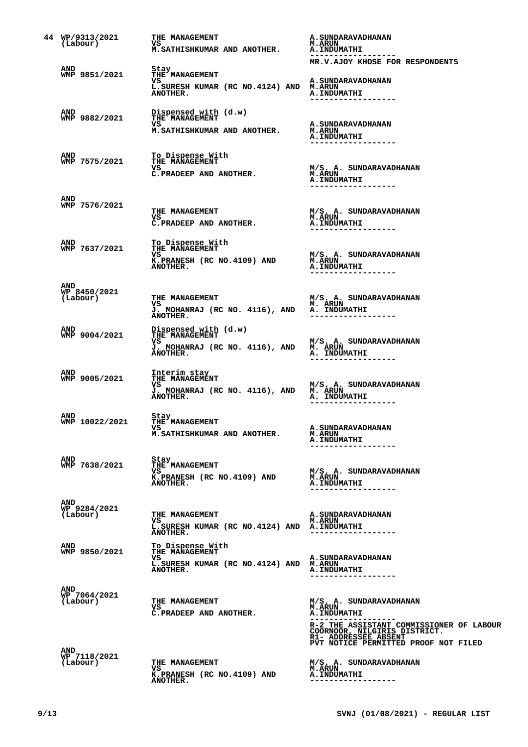| | Case No. | Parties | Counsel |
|---|---|---|---|
| 44 | WP/9313/2021 (Labour) | THE MANAGEMENT<br>VS<br>M.SATHISHKUMAR AND ANOTHER. | A.SUNDARAVADHANAN<br>M.ARUN<br>A.INDUMATHI<br>------------------<br>MR.V.AJOY KHOSE FOR RESPONDENTS |
| | AND<br>WMP 9851/2021 | Stay<br>THE MANAGEMENT<br>VS<br>L.SURESH KUMAR (RC NO.4124) AND ANOTHER. | A.SUNDARAVADHANAN<br>M.ARUN<br>A.INDUMATHI<br>------------------ |
| | AND<br>WMP 9882/2021 | Dispensed with (d.w)<br>THE MANAGEMENT<br>VS<br>M.SATHISHKUMAR AND ANOTHER. | A.SUNDARAVADHANAN<br>M.ARUN<br>A.INDUMATHI<br>------------------ |
| | AND<br>WMP 7575/2021 | To Dispense With<br>THE MANAGEMENT<br>VS<br>C.PRADEEP AND ANOTHER. | M/S. A. SUNDARAVADHANAN<br>M.ARUN<br>A.INDUMATHI<br>------------------ |
| | AND<br>WMP 7576/2021 | THE MANAGEMENT<br>VS<br>C.PRADEEP AND ANOTHER. | M/S. A. SUNDARAVADHANAN<br>M.ARUN<br>A.INDUMATHI<br>------------------ |
| | AND<br>WMP 7637/2021 | To Dispense With<br>THE MANAGEMENT<br>VS<br>K.PRANESH (RC NO.4109) AND ANOTHER. | M/S. A. SUNDARAVADHANAN<br>M.ARUN<br>A.INDUMATHI<br>------------------ |
| | AND<br>WP 8450/2021 (Labour) | THE MANAGEMENT<br>VS<br>J. MOHANRAJ (RC NO. 4116), AND ANOTHER. | M/S. A. SUNDARAVADHANAN<br>M. ARUN<br>A. INDUMATHI<br>------------------ |
| | AND<br>WMP 9004/2021 | Dispensed with (d.w)<br>THE MANAGEMENT<br>VS<br>J. MOHANRAJ (RC NO. 4116), AND ANOTHER. | M/S. A. SUNDARAVADHANAN<br>M. ARUN<br>A. INDUMATHI<br>------------------ |
| | AND<br>WMP 9005/2021 | Interim stay<br>THE MANAGEMENT<br>VS<br>J. MOHANRAJ (RC NO. 4116), AND ANOTHER. | M/S. A. SUNDARAVADHANAN<br>M. ARUN<br>A. INDUMATHI<br>------------------ |
| | AND<br>WMP 10022/2021 | Stay<br>THE MANAGEMENT<br>VS<br>M.SATHISHKUMAR AND ANOTHER. | A.SUNDARAVADHANAN<br>M.ARUN<br>A.INDUMATHI<br>------------------ |
| | AND<br>WMP 7638/2021 | Stay<br>THE MANAGEMENT<br>VS<br>K.PRANESH (RC NO.4109) AND ANOTHER. | M/S. A. SUNDARAVADHANAN<br>M.ARUN<br>A.INDUMATHI<br>------------------ |
| | AND<br>WP 9284/2021 (Labour) | THE MANAGEMENT<br>VS<br>L.SURESH KUMAR (RC NO.4124) AND ANOTHER. | A.SUNDARAVADHANAN<br>M.ARUN<br>A.INDUMATHI<br>------------------ |
| | AND<br>WMP 9850/2021 | To Dispense With<br>THE MANAGEMENT<br>VS<br>L.SURESH KUMAR (RC NO.4124) AND ANOTHER. | A.SUNDARAVADHANAN<br>M.ARUN<br>A.INDUMATHI<br>------------------ |
| | AND<br>WP 7064/2021 (Labour) | THE MANAGEMENT<br>VS<br>C.PRADEEP AND ANOTHER. | M/S. A. SUNDARAVADHANAN<br>M.ARUN<br>A.INDUMATHI<br>------------------<br>R-2 THE ASSISTANT COMMISSIONER OF LABOUR COORNOOR, NILGIRIS DISTRICT.<br>R1- ADDRESSEE ABSENT<br>PVT NOTICE PERMITTED PROOF NOT FILED |
| | AND<br>WP 7118/2021 (Labour) | THE MANAGEMENT<br>VS<br>K.PRANESH (RC NO.4109) AND ANOTHER. | M/S. A. SUNDARAVADHANAN<br>M.ARUN<br>A.INDUMATHI<br>------------------ |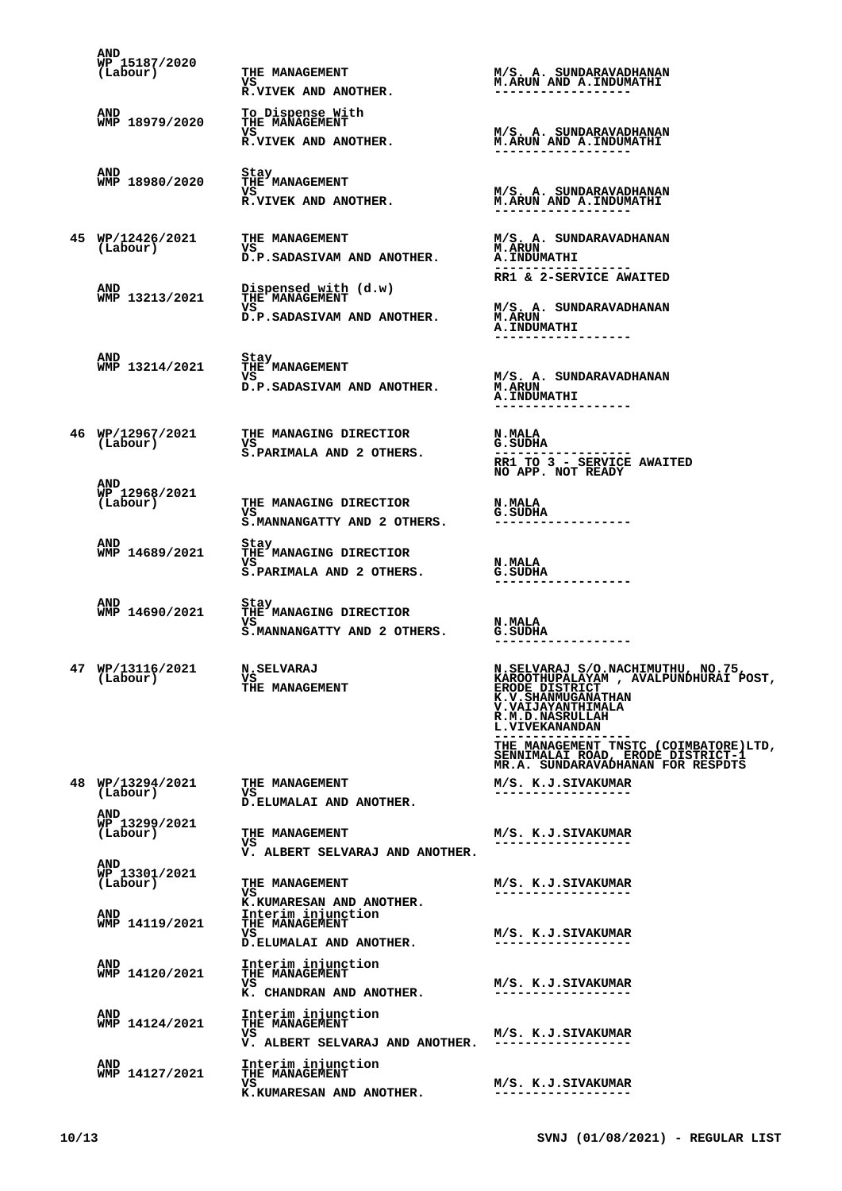| | | | |
|---|---|---|---|
| | AND<br>WP 15187/2020<br>(Labour) | THE MANAGEMENT<br>VS<br>R.VIVEK AND ANOTHER. | M/S. A. SUNDARAVADHANAN<br>M.ARUN AND A.INDUMATHI<br>------------------ |
| | AND<br>WMP 18979/2020 | To Dispense With<br>THE MANAGEMENT<br>VS<br>R.VIVEK AND ANOTHER. | M/S. A. SUNDARAVADHANAN<br>M.ARUN AND A.INDUMATHI<br>------------------ |
| | AND<br>WMP 18980/2020 | Stay<br>THE MANAGEMENT<br>VS<br>R.VIVEK AND ANOTHER. | M/S. A. SUNDARAVADHANAN<br>M.ARUN AND A.INDUMATHI<br>------------------ |
| 45 | WP/12426/2021<br>(Labour) | THE MANAGEMENT<br>VS<br>D.P.SADASIVAM AND ANOTHER. | M/S. A. SUNDARAVADHANAN<br>M.ARUN<br>A.INDUMATHI<br>------------------<br>RR1 & 2-SERVICE AWAITED |
| | AND<br>WMP 13213/2021 | Dispensed with (d.w)<br>THE MANAGEMENT<br>VS<br>D.P.SADASIVAM AND ANOTHER. | M/S. A. SUNDARAVADHANAN<br>M.ARUN<br>A.INDUMATHI<br>------------------ |
| | AND<br>WMP 13214/2021 | Stay<br>THE MANAGEMENT<br>VS<br>D.P.SADASIVAM AND ANOTHER. | M/S. A. SUNDARAVADHANAN<br>M.ARUN<br>A.INDUMATHI<br>------------------ |
| 46 | WP/12967/2021<br>(Labour) | THE MANAGING DIRECTIOR<br>VS<br>S.PARIMALA AND 2 OTHERS. | N.MALA<br>G.SUDHA<br>------------------<br>RR1 TO 3 - SERVICE AWAITED<br>NO APP. NOT READY |
| | AND<br>WP 12968/2021<br>(Labour) | THE MANAGING DIRECTIOR<br>VS<br>S.MANNANGATTY AND 2 OTHERS. | N.MALA<br>G.SUDHA<br>------------------ |
| | AND<br>WMP 14689/2021 | Stay<br>THE MANAGING DIRECTIOR<br>VS<br>S.PARIMALA AND 2 OTHERS. | N.MALA<br>G.SUDHA<br>------------------ |
| | AND<br>WMP 14690/2021 | Stay<br>THE MANAGING DIRECTIOR<br>VS<br>S.MANNANGATTY AND 2 OTHERS. | N.MALA<br>G.SUDHA<br>------------------ |
| 47 | WP/13116/2021<br>(Labour) | N.SELVARAJ<br>VS<br>THE MANAGEMENT | N.SELVARAJ S/O.NACHIMUTHU, NO.75, KAROOTHUPALAYAM , AVALPUNDHURAI POST, ERODE DISTRICT<br>K.V.SHANMUGANATHAN<br>V.VAIJAYANTHIMALA<br>R.M.D.NASRULLAH<br>L.VIVEKANANDAN<br>------------------<br>THE MANAGEMENT TNSTC (COIMBATORE)LTD, SENNIMALAI ROAD, ERODE DISTRICT-1<br>MR.A. SUNDARAVADHANAN FOR RESPDTS |
| 48 | WP/13294/2021<br>(Labour) | THE MANAGEMENT<br>VS<br>D.ELUMALAI AND ANOTHER. | M/S. K.J.SIVAKUMAR<br>------------------ |
| | AND<br>WP 13299/2021<br>(Labour) | THE MANAGEMENT<br>VS<br>V. ALBERT SELVARAJ AND ANOTHER. | M/S. K.J.SIVAKUMAR<br>------------------ |
| | AND<br>WP 13301/2021<br>(Labour) | THE MANAGEMENT<br>VS<br>K.KUMARESAN AND ANOTHER. | M/S. K.J.SIVAKUMAR<br>------------------ |
| | AND<br>WMP 14119/2021 | Interim injunction<br>THE MANAGEMENT<br>VS<br>D.ELUMALAI AND ANOTHER. | M/S. K.J.SIVAKUMAR<br>------------------ |
| | AND<br>WMP 14120/2021 | Interim injunction<br>THE MANAGEMENT<br>VS<br>K. CHANDRAN AND ANOTHER. | M/S. K.J.SIVAKUMAR<br>------------------ |
| | AND<br>WMP 14124/2021 | Interim injunction<br>THE MANAGEMENT<br>VS<br>V. ALBERT SELVARAJ AND ANOTHER. | M/S. K.J.SIVAKUMAR<br>------------------ |
| | AND<br>WMP 14127/2021 | Interim injunction<br>THE MANAGEMENT<br>VS<br>K.KUMARESAN AND ANOTHER. | M/S. K.J.SIVAKUMAR<br>------------------ |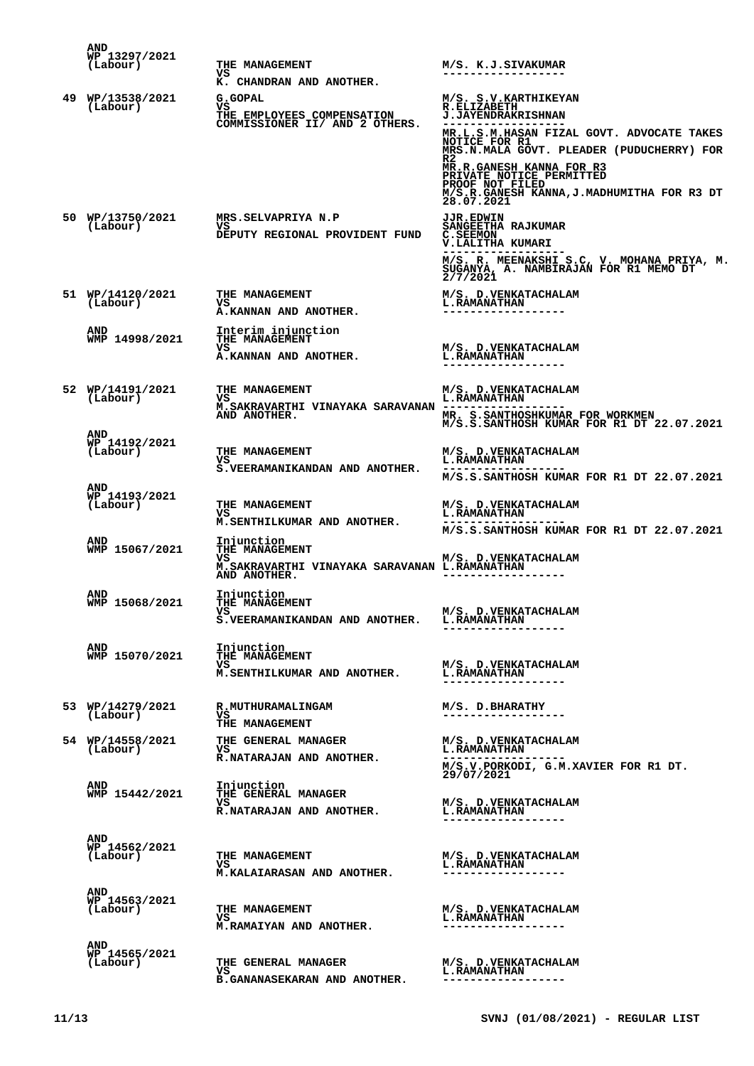| No. | Case No. | Parties | Counsel |
|---|---|---|---|
| | AND<br>WP 13297/2021<br>(Labour) | THE MANAGEMENT<br>VS<br>K. CHANDRAN AND ANOTHER. | M/S. K.J.SIVAKUMAR<br>------------------ |
| 49 | WP/13538/2021<br>(Labour) | G.GOPAL<br>VS<br>THE EMPLOYEES COMPENSATION COMMISSIONER II/ AND 2 OTHERS. | M/S. S.V.KARTHIKEYAN<br>R.ELIZABETH<br>J.JAYENDRAKRISHNAN<br>------------------<br>MR.L.S.M.HASAN FIZAL GOVT. ADVOCATE TAKES NOTICE FOR R1<br>MRS.N.MALA GOVT. PLEADER (PUDUCHERRY) FOR R2<br>MR.R.GANESH KANNA FOR R3<br>PRIVATE NOTICE PERMITTED<br>PROOF NOT FILED<br>M/S.R.GANESH KANNA,J.MADHUMITHA FOR R3 DT 28.07.2021 |
| 50 | WP/13750/2021<br>(Labour) | MRS.SELVAPRIYA N.P<br>VS<br>DEPUTY REGIONAL PROVIDENT FUND | JJR.EDWIN<br>SANGEETHA RAJKUMAR<br>C.SEEMON<br>V.LALITHA KUMARI<br>------------------<br>M/S. R. MEENAKSHI S.C, V. MOHANA PRIYA, M. SUGANYA, A. NAMBIRAJAN FOR R1 MEMO DT 2/7/2021 |
| 51 | WP/14120/2021<br>(Labour) | THE MANAGEMENT<br>VS<br>A.KANNAN AND ANOTHER. | M/S. D.VENKATACHALAM<br>L.RAMANATHAN<br>------------------ |
| | AND<br>WMP 14998/2021 | Interim injunction<br>THE MANAGEMENT<br>VS<br>A.KANNAN AND ANOTHER. | M/S. D.VENKATACHALAM<br>L.RAMANATHAN<br>------------------ |
| 52 | WP/14191/2021<br>(Labour) | THE MANAGEMENT<br>VS<br>M.SAKRAVARTHI VINAYAKA SARAVANAN AND ANOTHER. | M/S. D.VENKATACHALAM<br>L.RAMANATHAN<br>------------------<br>MR. S.SANTHOSHKUMAR FOR WORKMEN<br>M/S.S.SANTHOSH KUMAR FOR R1 DT 22.07.2021 |
| | AND<br>WP 14192/2021<br>(Labour) | THE MANAGEMENT<br>VS<br>S.VEERAMANIKANDAN AND ANOTHER. | M/S. D.VENKATACHALAM<br>L.RAMANATHAN<br>------------------<br>M/S.S.SANTHOSH KUMAR FOR R1 DT 22.07.2021 |
| | AND<br>WP 14193/2021<br>(Labour) | THE MANAGEMENT<br>VS<br>M.SENTHILKUMAR AND ANOTHER. | M/S. D.VENKATACHALAM<br>L.RAMANATHAN<br>------------------<br>M/S.S.SANTHOSH KUMAR FOR R1 DT 22.07.2021 |
| | AND<br>WMP 15067/2021 | Injunction<br>THE MANAGEMENT<br>VS<br>M.SAKRAVARTHI VINAYAKA SARAVANAN AND ANOTHER. | M/S. D.VENKATACHALAM<br>L.RAMANATHAN<br>------------------ |
| | AND<br>WMP 15068/2021 | Injunction<br>THE MANAGEMENT<br>VS<br>S.VEERAMANIKANDAN AND ANOTHER. | M/S. D.VENKATACHALAM<br>L.RAMANATHAN<br>------------------ |
| | AND<br>WMP 15070/2021 | Injunction<br>THE MANAGEMENT<br>VS<br>M.SENTHILKUMAR AND ANOTHER. | M/S. D.VENKATACHALAM<br>L.RAMANATHAN<br>------------------ |
| 53 | WP/14279/2021<br>(Labour) | R.MUTHURAMALINGAM<br>VS<br>THE MANAGEMENT | M/S. D.BHARATHY<br>------------------ |
| 54 | WP/14558/2021<br>(Labour) | THE GENERAL MANAGER<br>VS<br>R.NATARAJAN AND ANOTHER. | M/S. D.VENKATACHALAM<br>L.RAMANATHAN<br>------------------<br>M/S.V.PORKODI, G.M.XAVIER FOR R1 DT. 29/07/2021 |
| | AND<br>WMP 15442/2021 | Injunction<br>THE GENERAL MANAGER<br>VS<br>R.NATARAJAN AND ANOTHER. | M/S. D.VENKATACHALAM<br>L.RAMANATHAN<br>------------------ |
| | AND<br>WP 14562/2021<br>(Labour) | THE MANAGEMENT<br>VS<br>M.KALAIARASAN AND ANOTHER. | M/S. D.VENKATACHALAM<br>L.RAMANATHAN<br>------------------ |
| | AND<br>WP 14563/2021<br>(Labour) | THE MANAGEMENT<br>VS<br>M.RAMAIYAN AND ANOTHER. | M/S. D.VENKATACHALAM<br>L.RAMANATHAN<br>------------------ |
| | AND<br>WP 14565/2021<br>(Labour) | THE GENERAL MANAGER<br>VS<br>B.GANANASEKARAN AND ANOTHER. | M/S. D.VENKATACHALAM<br>L.RAMANATHAN<br>------------------ |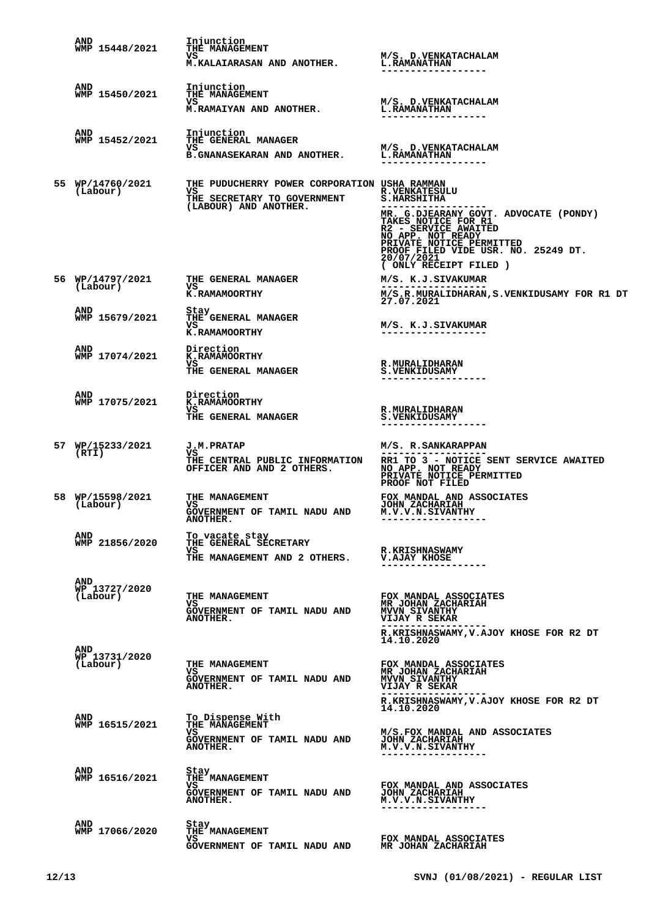| | | | |
|---|---|---|---|
| | AND WMP 15448/2021 | Injunction THE MANAGEMENT VS M.KALAIARASAN AND ANOTHER. | M/S. D.VENKATACHALAM L.RAMANATHAN ------------------ |
| | AND WMP 15450/2021 | Injunction THE MANAGEMENT VS M.RAMAIYAN AND ANOTHER. | M/S. D.VENKATACHALAM L.RAMANATHAN ------------------ |
| | AND WMP 15452/2021 | Injunction THE GENERAL MANAGER VS B.GNANASEKARAN AND ANOTHER. | M/S. D.VENKATACHALAM L.RAMANATHAN ------------------ |
| 55 | WP/14760/2021 (Labour) | THE PUDUCHERRY POWER CORPORATION VS THE SECRETARY TO GOVERNMENT (LABOUR) AND ANOTHER. | USHA RAMMAN R.VENKATESULU S.HARSHITHA ------------------ MR. G.DJEARANY GOVT. ADVOCATE (PONDY) TAKES NOTICE FOR R1 R2 - SERVICE AWAITED NO APP. NOT READY PRIVATE NOTICE PERMITTED PROOF FILED VIDE USR. NO. 25249 DT. 20/07/2021 ( ONLY RECEIPT FILED ) |
| 56 | WP/14797/2021 (Labour) | THE GENERAL MANAGER VS K.RAMAMOORTHY | M/S. K.J.SIVAKUMAR ------------------ M/S.R.MURALIDHARAN,S.VENKIDUSAMY FOR R1 DT 27.07.2021 |
| | AND WMP 15679/2021 | Stay THE GENERAL MANAGER VS K.RAMAMOORTHY | M/S. K.J.SIVAKUMAR ------------------ |
| | AND WMP 17074/2021 | Direction K.RAMAMOORTHY VS THE GENERAL MANAGER | R.MURALIDHARAN S.VENKIDUSAMY ------------------ |
| | AND WMP 17075/2021 | Direction K.RAMAMOORTHY VS THE GENERAL MANAGER | R.MURALIDHARAN S.VENKIDUSAMY ------------------ |
| 57 | WP/15233/2021 (RTI) | J.M.PRATAP VS THE CENTRAL PUBLIC INFORMATION OFFICER AND AND 2 OTHERS. | M/S. R.SANKARAPPAN ------------------ RR1 TO 3 - NOTICE SENT SERVICE AWAITED NO APP. NOT READY PRIVATE NOTICE PERMITTED PROOF NOT FILED |
| 58 | WP/15598/2021 (Labour) | THE MANAGEMENT VS GOVERNMENT OF TAMIL NADU AND ANOTHER. | FOX MANDAL AND ASSOCIATES JOHN ZACHARIAH M.V.V.N.SIVANTHY ------------------ |
| | AND WMP 21856/2020 | To vacate stay THE GENERAL SECRETARY VS THE MANAGEMENT AND 2 OTHERS. | R.KRISHNASWAMY V.AJAY KHOSE ------------------ |
| | AND WP 13727/2020 (Labour) | THE MANAGEMENT VS GOVERNMENT OF TAMIL NADU AND ANOTHER. | FOX MANDAL ASSOCIATES MR JOHAN ZACHARIAH MVVN SIVANTHY VIJAY R SEKAR ------------------ R.KRISHNASWAMY,V.AJOY KHOSE FOR R2 DT 14.10.2020 |
| | AND WP 13731/2020 (Labour) | THE MANAGEMENT VS GOVERNMENT OF TAMIL NADU AND ANOTHER. | FOX MANDAL ASSOCIATES MR JOHAN ZACHARIAH MVVN SIVANTHY VIJAY R SEKAR ------------------ R.KRISHNASWAMY,V.AJOY KHOSE FOR R2 DT 14.10.2020 |
| | AND WMP 16515/2021 | To Dispense With THE MANAGEMENT VS GOVERNMENT OF TAMIL NADU AND ANOTHER. | M/S.FOX MANDAL AND ASSOCIATES JOHN ZACHARIAH M.V.V.N.SIVANTHY ------------------ |
| | AND WMP 16516/2021 | Stay THE MANAGEMENT VS GOVERNMENT OF TAMIL NADU AND ANOTHER. | FOX MANDAL AND ASSOCIATES JOHN ZACHARIAH M.V.V.N.SIVANTHY ------------------ |
| | AND WMP 17066/2020 | Stay THE MANAGEMENT VS GOVERNMENT OF TAMIL NADU AND | FOX MANDAL ASSOCIATES MR JOHAN ZACHARIAH |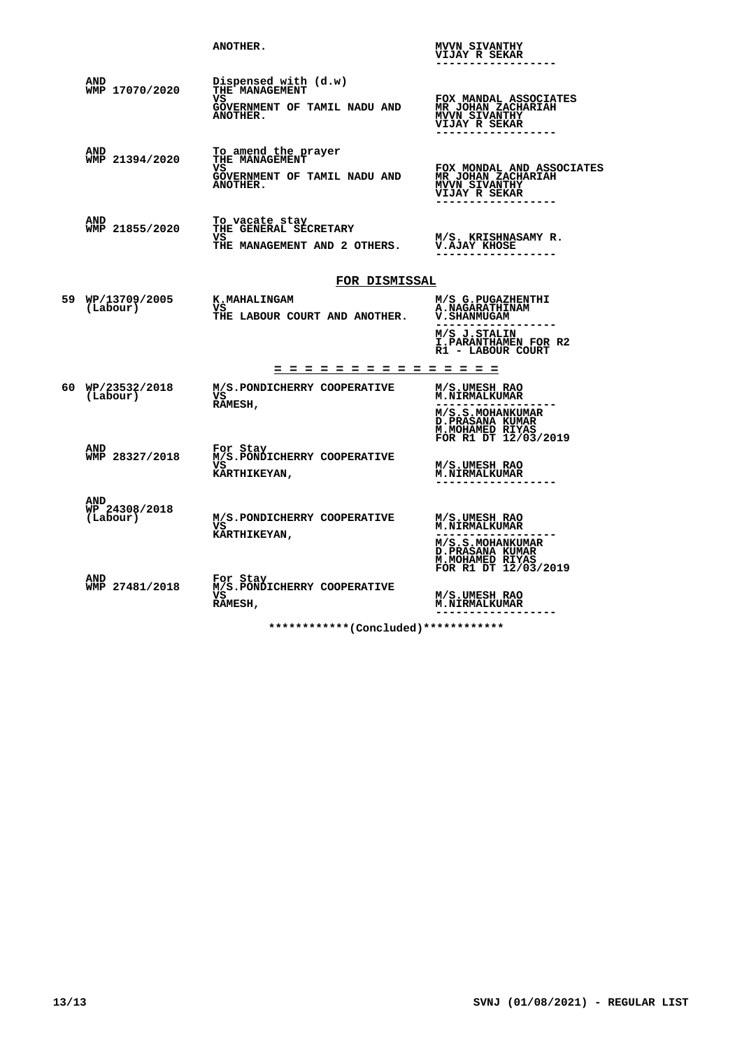| | | | |
|---|---|---|---|
| | | ANOTHER. | MVVN SIVANTHY<br>VIJAY R SEKAR<br>------------------ |
| | AND<br>WMP 17070/2020 | Dispensed with (d.w)<br>THE MANAGEMENT<br>VS<br>GOVERNMENT OF TAMIL NADU AND ANOTHER. | FOX MANDAL ASSOCIATES<br>MR JOHAN ZACHARIAH<br>MVVN SIVANTHY<br>VIJAY R SEKAR<br>------------------ |
| | AND<br>WMP 21394/2020 | To amend the prayer<br>THE MANAGEMENT<br>VS<br>GOVERNMENT OF TAMIL NADU AND ANOTHER. | FOX MONDAL AND ASSOCIATES<br>MR JOHAN ZACHARIAH<br>MVVN SIVANTHY<br>VIJAY R SEKAR<br>------------------ |
| | AND<br>WMP 21855/2020 | To vacate stay<br>THE GENERAL SECRETARY<br>VS<br>THE MANAGEMENT AND 2 OTHERS. | M/S. KRISHNASAMY R.<br>V.AJAY KHOSE<br>------------------ |

**FOR DISMISSAL**

| | | | |
|---|---|---|---|
| 59 | WP/13709/2005<br>(Labour) | K.MAHALINGAM<br>VS<br>THE LABOUR COURT AND ANOTHER. | M/S G.PUGAZHENTHI<br>A.NAGARATHINAM<br>V.SHANMUGAM<br>------------------<br>M/S J.STALIN<br>I.PARANTHAMEN FOR R2<br>R1 - LABOUR COURT |

= = = = = = = = = = = = = = = =

| | | | |
|---|---|---|---|
| 60 | WP/23532/2018<br>(Labour) | M/S.PONDICHERRY COOPERATIVE<br>VS<br>RAMESH, | M/S.UMESH RAO<br>M.NIRMALKUMAR<br>------------------<br>M/S.S.MOHANKUMAR<br>D.PRASANA KUMAR<br>M.MOHAMED RIYAS<br>FOR R1 DT 12/03/2019 |
| | AND<br>WMP 28327/2018 | For Stay<br>M/S.PONDICHERRY COOPERATIVE<br>VS<br>KARTHIKEYAN, | M/S.UMESH RAO<br>M.NIRMALKUMAR<br>------------------ |
| | AND<br>WP 24308/2018<br>(Labour) | M/S.PONDICHERRY COOPERATIVE<br>VS<br>KARTHIKEYAN, | M/S.UMESH RAO<br>M.NIRMALKUMAR<br>------------------<br>M/S.S.MOHANKUMAR<br>D.PRASANA KUMAR<br>M.MOHAMED RIYAS<br>FOR R1 DT 12/03/2019 |
| | AND<br>WMP 27481/2018 | For Stay<br>M/S.PONDICHERRY COOPERATIVE<br>VS<br>RAMESH, | M/S.UMESH RAO<br>M.NIRMALKUMAR<br>------------------ |

************(Concluded)************